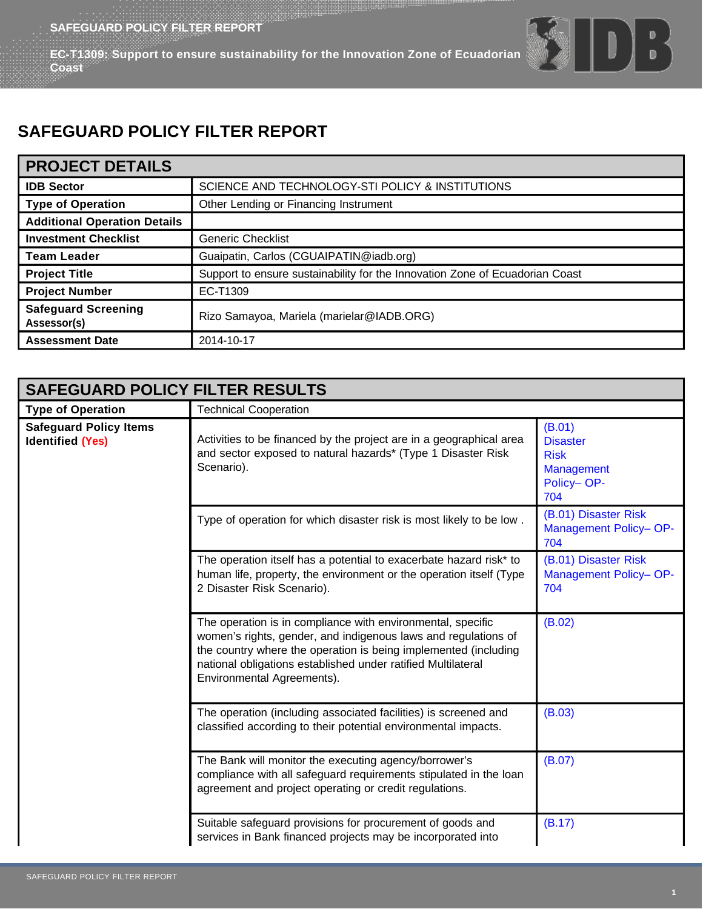# SAFEGUARD POLICY FILTER REPORT

| PROJECT DETAILS | |
|---|---|
| **IDB Sector** | SCIENCE AND TECHNOLOGY-STI POLICY & INSTITUTIONS |
| **Type of Operation** | Other Lending or Financing Instrument |
| **Additional Operation Details** | |
| **Investment Checklist** | Generic Checklist |
| **Team Leader** | Guaipatin, Carlos (CGUAIPATIN@iadb.org) |
| **Project Title** | Support to ensure sustainability for the Innovation Zone of Ecuadorian Coast |
| **Project Number** | EC-T1309 |
| **Safeguard Screening Assessor(s)** | Rizo Samayoa, Mariela (marielar@IADB.ORG) |
| **Assessment Date** | 2014-10-17 |

| SAFEGUARD POLICY FILTER RESULTS | | |
|---|---|---|
| **Type of Operation** | Technical Cooperation | |
| **Safeguard Policy Items Identified (Yes)** | Activities to be financed by the project are in a geographical area and sector exposed to natural hazards* (Type 1 Disaster Risk Scenario). | (B.01) Disaster Risk Management Policy– OP-704 |
| | Type of operation for which disaster risk is most likely to be low . | (B.01) Disaster Risk Management Policy– OP-704 |
| | The operation itself has a potential to exacerbate hazard risk* to human life, property, the environment or the operation itself (Type 2 Disaster Risk Scenario). | (B.01) Disaster Risk Management Policy– OP-704 |
| | The operation is in compliance with environmental, specific women's rights, gender, and indigenous laws and regulations of the country where the operation is being implemented (including national obligations established under ratified Multilateral Environmental Agreements). | (B.02) |
| | The operation (including associated facilities) is screened and classified according to their potential environmental impacts. | (B.03) |
| | The Bank will monitor the executing agency/borrower's compliance with all safeguard requirements stipulated in the loan agreement and project operating or credit regulations. | (B.07) |
| | Suitable safeguard provisions for procurement of goods and services in Bank financed projects may be incorporated into | (B.17) |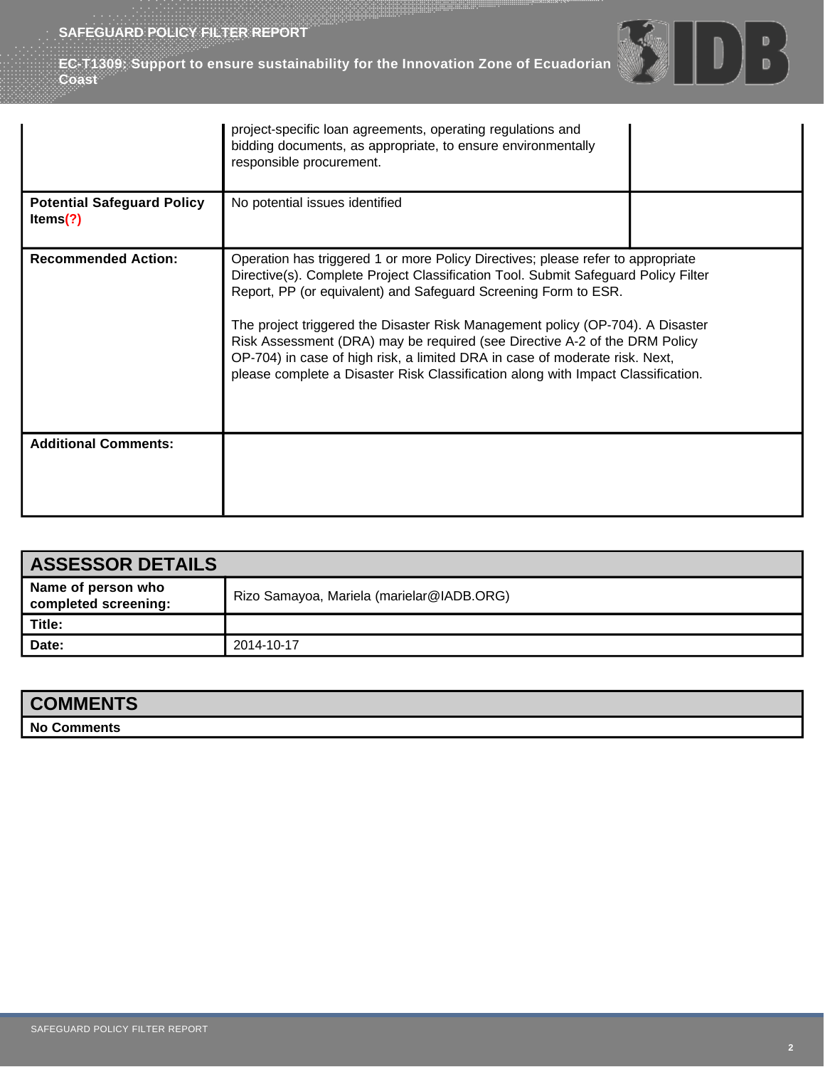| | | |
|---|---|---|
| | project-specific loan agreements, operating regulations and bidding documents, as appropriate, to ensure environmentally responsible procurement. | |
| **Potential Safeguard Policy Items(?)** | No potential issues identified | |
| **Recommended Action:** | Operation has triggered 1 or more Policy Directives; please refer to appropriate Directive(s). Complete Project Classification Tool. Submit Safeguard Policy Filter Report, PP (or equivalent) and Safeguard Screening Form to ESR.<br><br>The project triggered the Disaster Risk Management policy (OP-704). A Disaster Risk Assessment (DRA) may be required (see Directive A-2 of the DRM Policy OP-704) in case of high risk, a limited DRA in case of moderate risk. Next, please complete a Disaster Risk Classification along with Impact Classification. | |
| **Additional Comments:** | | |

## ASSESSOR DETAILS

| | |
|---|---|
| **Name of person who completed screening:** | Rizo Samayoa, Mariela (marielar@IADB.ORG) |
| **Title:** | |
| **Date:** | 2014-10-17 |

## COMMENTS

**No Comments**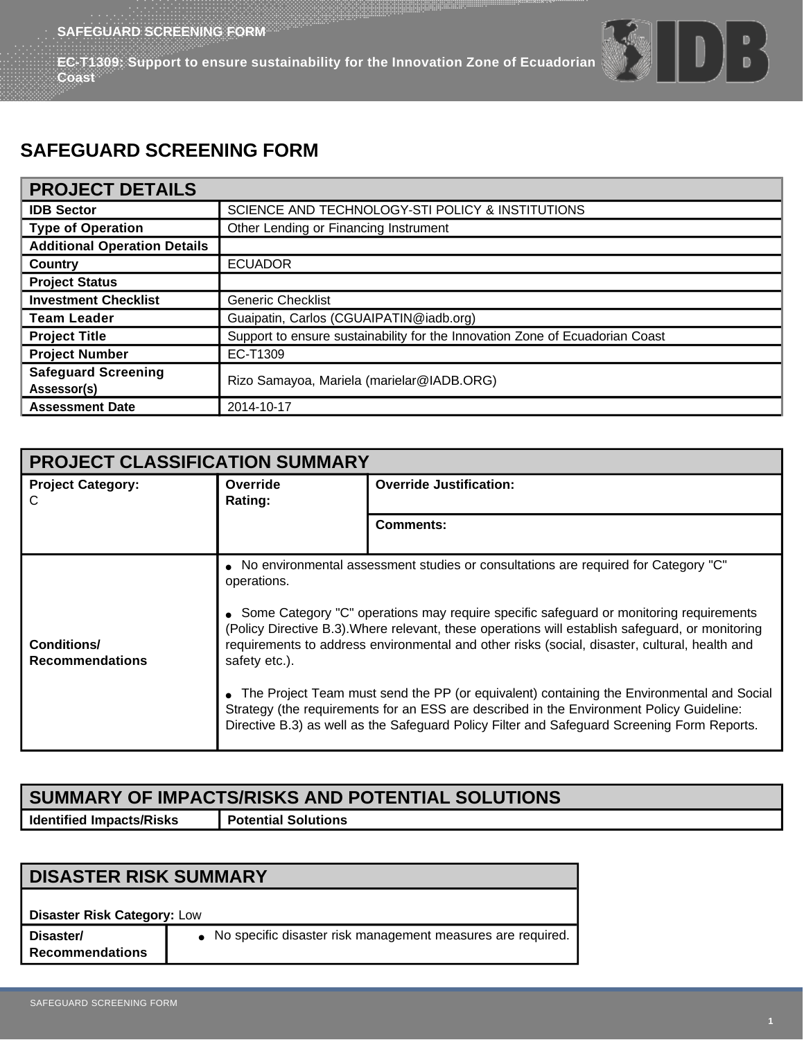# SAFEGUARD SCREENING FORM

| PROJECT DETAILS | |
|---|---|
| **IDB Sector** | SCIENCE AND TECHNOLOGY-STI POLICY & INSTITUTIONS |
| **Type of Operation** | Other Lending or Financing Instrument |
| **Additional Operation Details** | |
| **Country** | ECUADOR |
| **Project Status** | |
| **Investment Checklist** | Generic Checklist |
| **Team Leader** | Guaipatin, Carlos (CGUAIPATIN@iadb.org) |
| **Project Title** | Support to ensure sustainability for the Innovation Zone of Ecuadorian Coast |
| **Project Number** | EC-T1309 |
| **Safeguard Screening Assessor(s)** | Rizo Samayoa, Mariela (marielar@IADB.ORG) |
| **Assessment Date** | 2014-10-17 |

| PROJECT CLASSIFICATION SUMMARY | | |
|---|---|---|
| **Project Category:** C | **Override Rating:** | **Override Justification:** |
| | | **Comments:** |
| **Conditions/ Recommendations** | • No environmental assessment studies or consultations are required for Category "C" operations.<br><br>• Some Category "C" operations may require specific safeguard or monitoring requirements (Policy Directive B.3).Where relevant, these operations will establish safeguard, or monitoring requirements to address environmental and other risks (social, disaster, cultural, health and safety etc.).<br><br>• The Project Team must send the PP (or equivalent) containing the Environmental and Social Strategy (the requirements for an ESS are described in the Environment Policy Guideline: Directive B.3) as well as the Safeguard Policy Filter and Safeguard Screening Form Reports. | |

| SUMMARY OF IMPACTS/RISKS AND POTENTIAL SOLUTIONS | |
|---|---|
| **Identified Impacts/Risks** | **Potential Solutions** |

| DISASTER RISK SUMMARY | |
|---|---|
| **Disaster Risk Category:** Low | |
| **Disaster/ Recommendations** | • No specific disaster risk management measures are required. |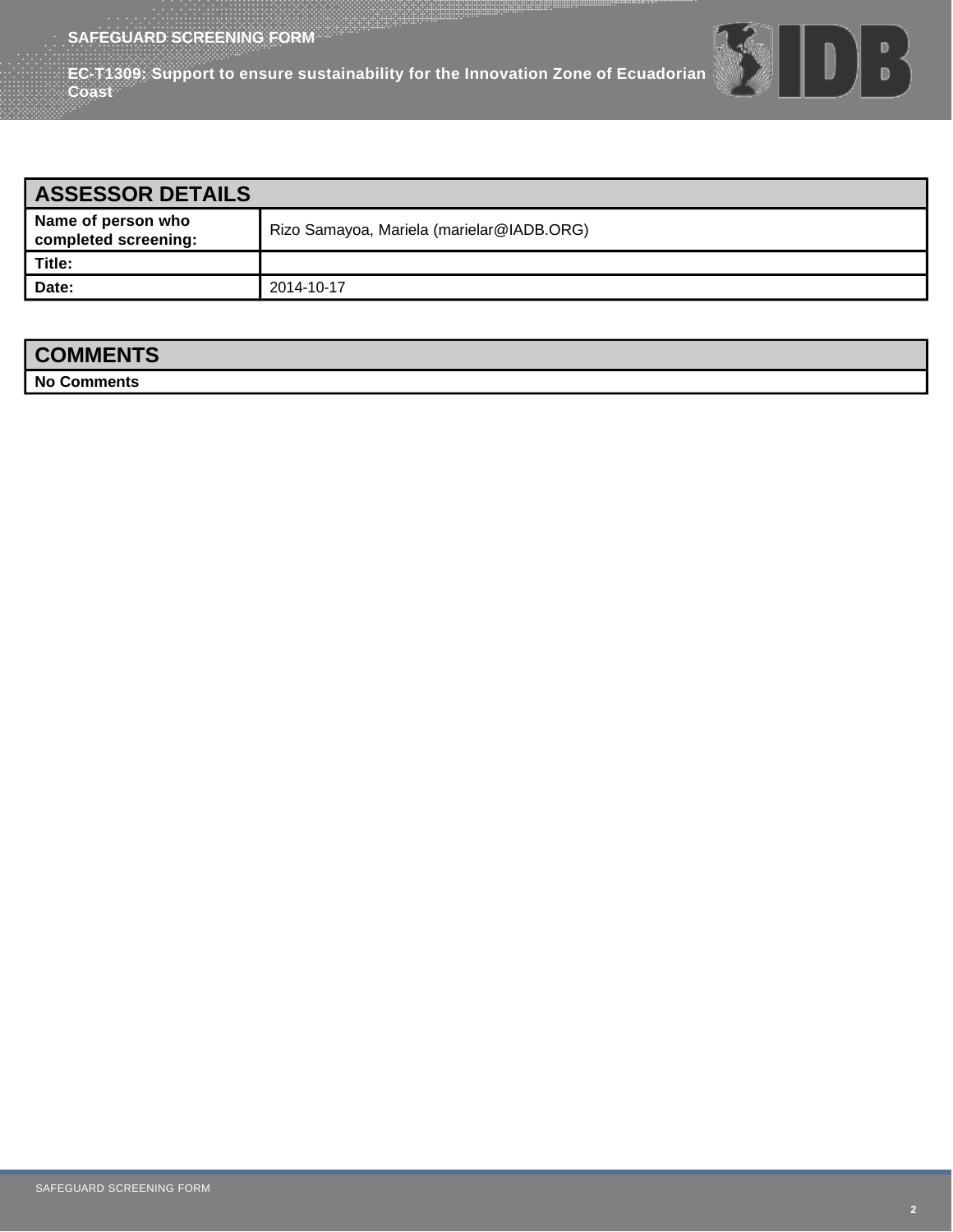## ASSESSOR DETAILS

| | |
|---|---|
| **Name of person who completed screening:** | Rizo Samayoa, Mariela (marielar@IADB.ORG) |
| **Title:** | |
| **Date:** | 2014-10-17 |

## COMMENTS

**No Comments**